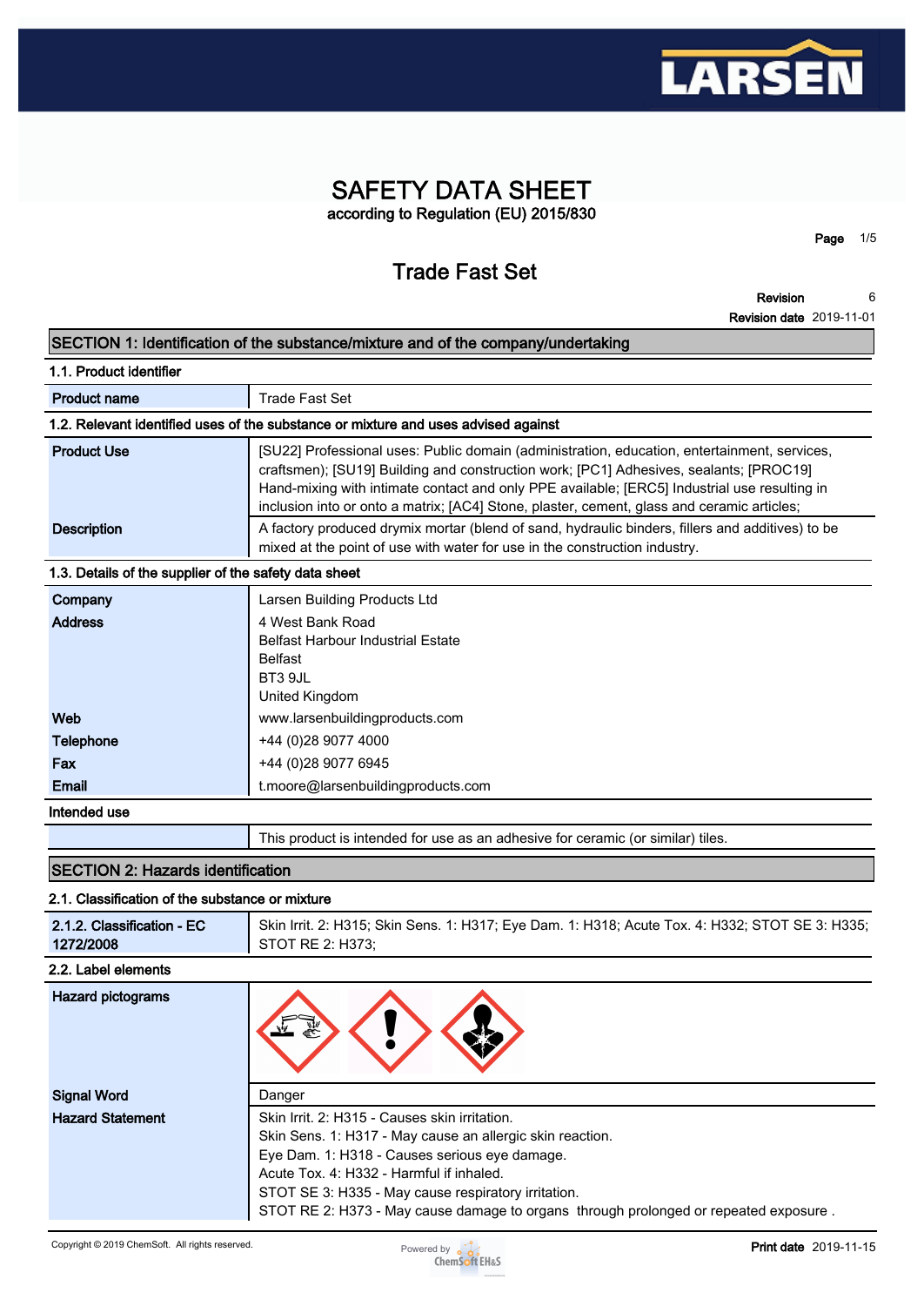# SAFETY DATA SHEET

according to Regulation (EU) 2015/830

## Trade Fast Set

**Revision** 6
**Revision date** 2019-11-01

## SECTION 1: Identification of the substance/mixture and of the company/undertaking

### 1.1. Product identifier

| | |
|---|---|
| **Product name** | Trade Fast Set |

### 1.2. Relevant identified uses of the substance or mixture and uses advised against

| | |
|---|---|
| **Product Use** | [SU22] Professional uses: Public domain (administration, education, entertainment, services, craftsmen); [SU19] Building and construction work; [PC1] Adhesives, sealants; [PROC19] Hand-mixing with intimate contact and only PPE available; [ERC5] Industrial use resulting in inclusion into or onto a matrix; [AC4] Stone, plaster, cement, glass and ceramic articles; |
| **Description** | A factory produced drymix mortar (blend of sand, hydraulic binders, fillers and additives) to be mixed at the point of use with water for use in the construction industry. |

### 1.3. Details of the supplier of the safety data sheet

| | |
|---|---|
| **Company** | Larsen Building Products Ltd |
| **Address** | 4 West Bank Road<br>Belfast Harbour Industrial Estate<br>Belfast<br>BT3 9JL<br>United Kingdom |
| **Web** | www.larsenbuildingproducts.com |
| **Telephone** | +44 (0)28 9077 4000 |
| **Fax** | +44 (0)28 9077 6945 |
| **Email** | t.moore@larsenbuildingproducts.com |

### Intended use

| | |
|---|---|
| | This product is intended for use as an adhesive for ceramic (or similar) tiles. |

## SECTION 2: Hazards identification

### 2.1. Classification of the substance or mixture

| | |
|---|---|
| **2.1.2. Classification - EC 1272/2008** | Skin Irrit. 2: H315; Skin Sens. 1: H317; Eye Dam. 1: H318; Acute Tox. 4: H332; STOT SE 3: H335; STOT RE 2: H373; |

### 2.2. Label elements

| | |
|---|---|
| **Hazard pictograms** | |
| **Signal Word** | Danger |
| **Hazard Statement** | Skin Irrit. 2: H315 - Causes skin irritation.<br>Skin Sens. 1: H317 - May cause an allergic skin reaction.<br>Eye Dam. 1: H318 - Causes serious eye damage.<br>Acute Tox. 4: H332 - Harmful if inhaled.<br>STOT SE 3: H335 - May cause respiratory irritation.<br>STOT RE 2: H373 - May cause damage to organs through prolonged or repeated exposure . |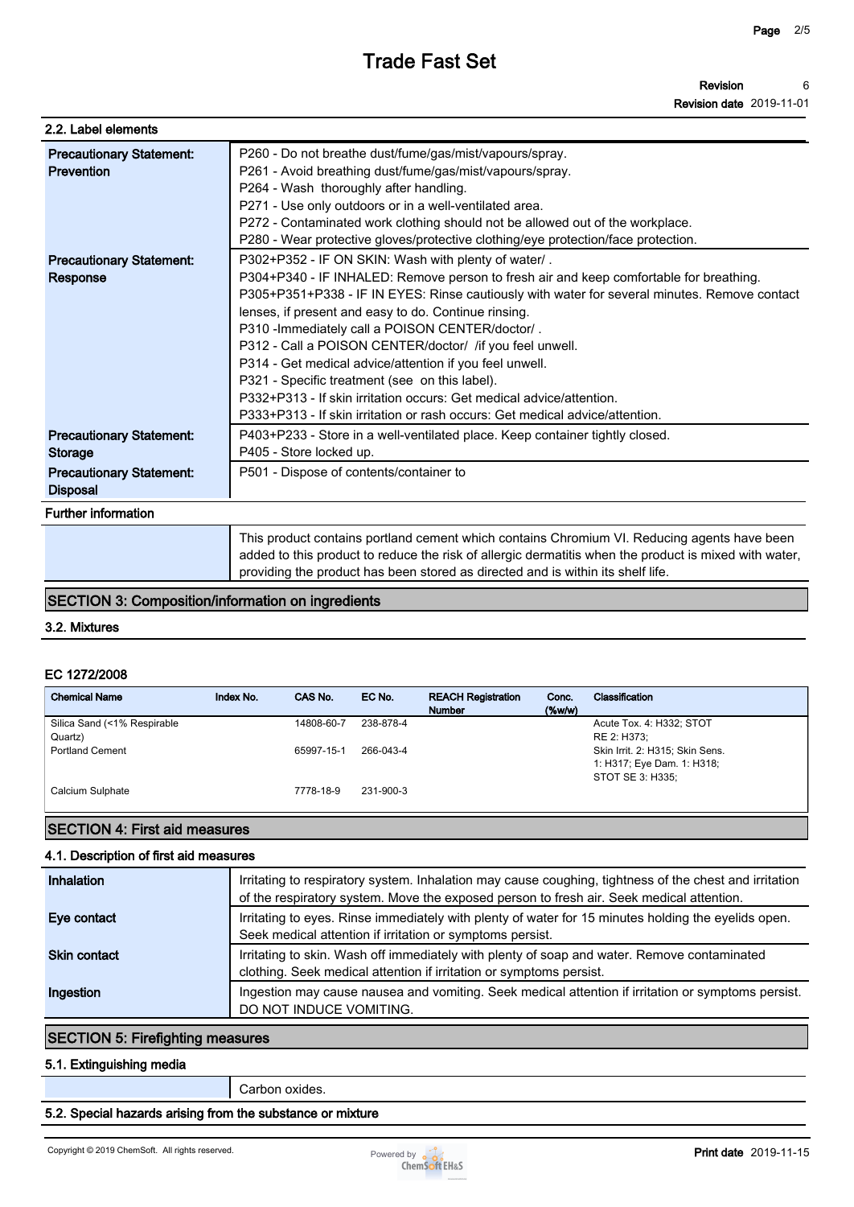### 2.2. Label elements

| | |
|---|---|
| **Precautionary Statement: Prevention** | P260 - Do not breathe dust/fume/gas/mist/vapours/spray.<br>P261 - Avoid breathing dust/fume/gas/mist/vapours/spray.<br>P264 - Wash thoroughly after handling.<br>P271 - Use only outdoors or in a well-ventilated area.<br>P272 - Contaminated work clothing should not be allowed out of the workplace.<br>P280 - Wear protective gloves/protective clothing/eye protection/face protection. |
| **Precautionary Statement: Response** | P302+P352 - IF ON SKIN: Wash with plenty of water/ .<br>P304+P340 - IF INHALED: Remove person to fresh air and keep comfortable for breathing.<br>P305+P351+P338 - IF IN EYES: Rinse cautiously with water for several minutes. Remove contact lenses, if present and easy to do. Continue rinsing.<br>P310 -Immediately call a POISON CENTER/doctor/ .<br>P312 - Call a POISON CENTER/doctor/ /if you feel unwell.<br>P314 - Get medical advice/attention if you feel unwell.<br>P321 - Specific treatment (see on this label).<br>P332+P313 - If skin irritation occurs: Get medical advice/attention.<br>P333+P313 - If skin irritation or rash occurs: Get medical advice/attention. |
| **Precautionary Statement: Storage** | P403+P233 - Store in a well-ventilated place. Keep container tightly closed.<br>P405 - Store locked up. |
| **Precautionary Statement: Disposal** | P501 - Dispose of contents/container to |

**Further information**

This product contains portland cement which contains Chromium VI. Reducing agents have been added to this product to reduce the risk of allergic dermatitis when the product is mixed with water, providing the product has been stored as directed and is within its shelf life.

## SECTION 3: Composition/information on ingredients

### 3.2. Mixtures

**EC 1272/2008**

| Chemical Name | Index No. | CAS No. | EC No. | REACH Registration Number | Conc. (%w/w) | Classification |
|---|---|---|---|---|---|---|
| Silica Sand (<1% Respirable Quartz) | | 14808-60-7 | 238-878-4 | | | Acute Tox. 4: H332; STOT RE 2: H373; |
| Portland Cement | | 65997-15-1 | 266-043-4 | | | Skin Irrit. 2: H315; Skin Sens. 1: H317; Eye Dam. 1: H318; STOT SE 3: H335; |
| Calcium Sulphate | | 7778-18-9 | 231-900-3 | | | |

## SECTION 4: First aid measures

### 4.1. Description of first aid measures

| | |
|---|---|
| **Inhalation** | Irritating to respiratory system. Inhalation may cause coughing, tightness of the chest and irritation of the respiratory system. Move the exposed person to fresh air. Seek medical attention. |
| **Eye contact** | Irritating to eyes. Rinse immediately with plenty of water for 15 minutes holding the eyelids open. Seek medical attention if irritation or symptoms persist. |
| **Skin contact** | Irritating to skin. Wash off immediately with plenty of soap and water. Remove contaminated clothing. Seek medical attention if irritation or symptoms persist. |
| **Ingestion** | Ingestion may cause nausea and vomiting. Seek medical attention if irritation or symptoms persist. DO NOT INDUCE VOMITING. |

## SECTION 5: Firefighting measures

### 5.1. Extinguishing media

Carbon oxides.

### 5.2. Special hazards arising from the substance or mixture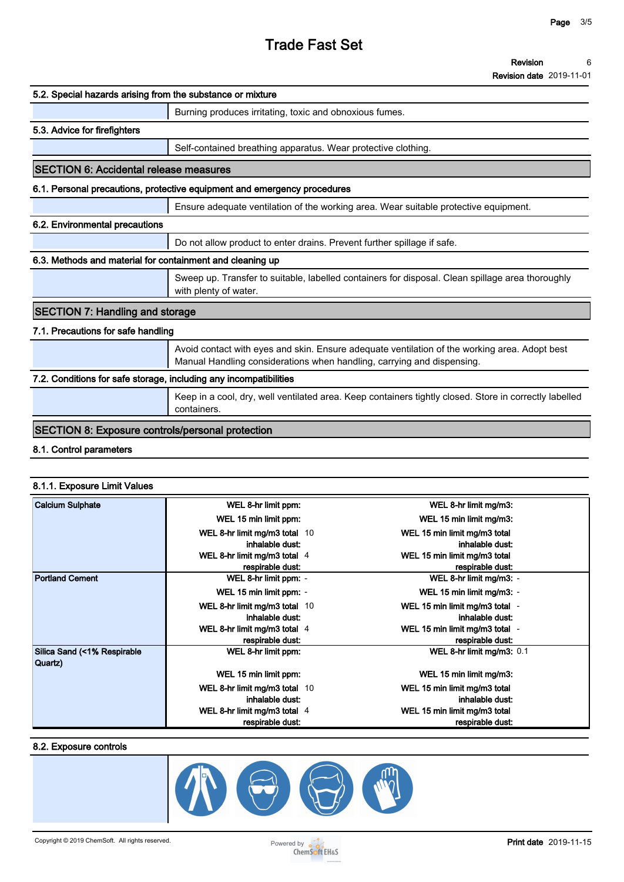## 5.2. Special hazards arising from the substance or mixture

Burning produces irritating, toxic and obnoxious fumes.

## 5.3. Advice for firefighters

Self-contained breathing apparatus. Wear protective clothing.

# SECTION 6: Accidental release measures

## 6.1. Personal precautions, protective equipment and emergency procedures

Ensure adequate ventilation of the working area. Wear suitable protective equipment.

## 6.2. Environmental precautions

Do not allow product to enter drains. Prevent further spillage if safe.

## 6.3. Methods and material for containment and cleaning up

Sweep up. Transfer to suitable, labelled containers for disposal. Clean spillage area thoroughly with plenty of water.

# SECTION 7: Handling and storage

## 7.1. Precautions for safe handling

Avoid contact with eyes and skin. Ensure adequate ventilation of the working area. Adopt best Manual Handling considerations when handling, carrying and dispensing.

## 7.2. Conditions for safe storage, including any incompatibilities

Keep in a cool, dry, well ventilated area. Keep containers tightly closed. Store in correctly labelled containers.

# SECTION 8: Exposure controls/personal protection

## 8.1. Control parameters

### 8.1.1. Exposure Limit Values

| Substance | Parameter | Value | Parameter | Value |
|---|---|---|---|---|
| **Calcium Sulphate** | WEL 8-hr limit ppm: | | WEL 8-hr limit mg/m3: | |
| | WEL 15 min limit ppm: | | WEL 15 min limit mg/m3: | |
| | WEL 8-hr limit mg/m3 total inhalable dust: | 10 | WEL 15 min limit mg/m3 total inhalable dust: | |
| | WEL 8-hr limit mg/m3 total respirable dust: | 4 | WEL 15 min limit mg/m3 total respirable dust: | |
| **Portland Cement** | WEL 8-hr limit ppm: | - | WEL 8-hr limit mg/m3: | - |
| | WEL 15 min limit ppm: | - | WEL 15 min limit mg/m3: | - |
| | WEL 8-hr limit mg/m3 total inhalable dust: | 10 | WEL 15 min limit mg/m3 total inhalable dust: | - |
| | WEL 8-hr limit mg/m3 total respirable dust: | 4 | WEL 15 min limit mg/m3 total respirable dust: | - |
| **Silica Sand (<1% Respirable Quartz)** | WEL 8-hr limit ppm: | | WEL 8-hr limit mg/m3: | 0.1 |
| | WEL 15 min limit ppm: | | WEL 15 min limit mg/m3: | |
| | WEL 8-hr limit mg/m3 total inhalable dust: | 10 | WEL 15 min limit mg/m3 total inhalable dust: | |
| | WEL 8-hr limit mg/m3 total respirable dust: | 4 | WEL 15 min limit mg/m3 total respirable dust: | |

## 8.2. Exposure controls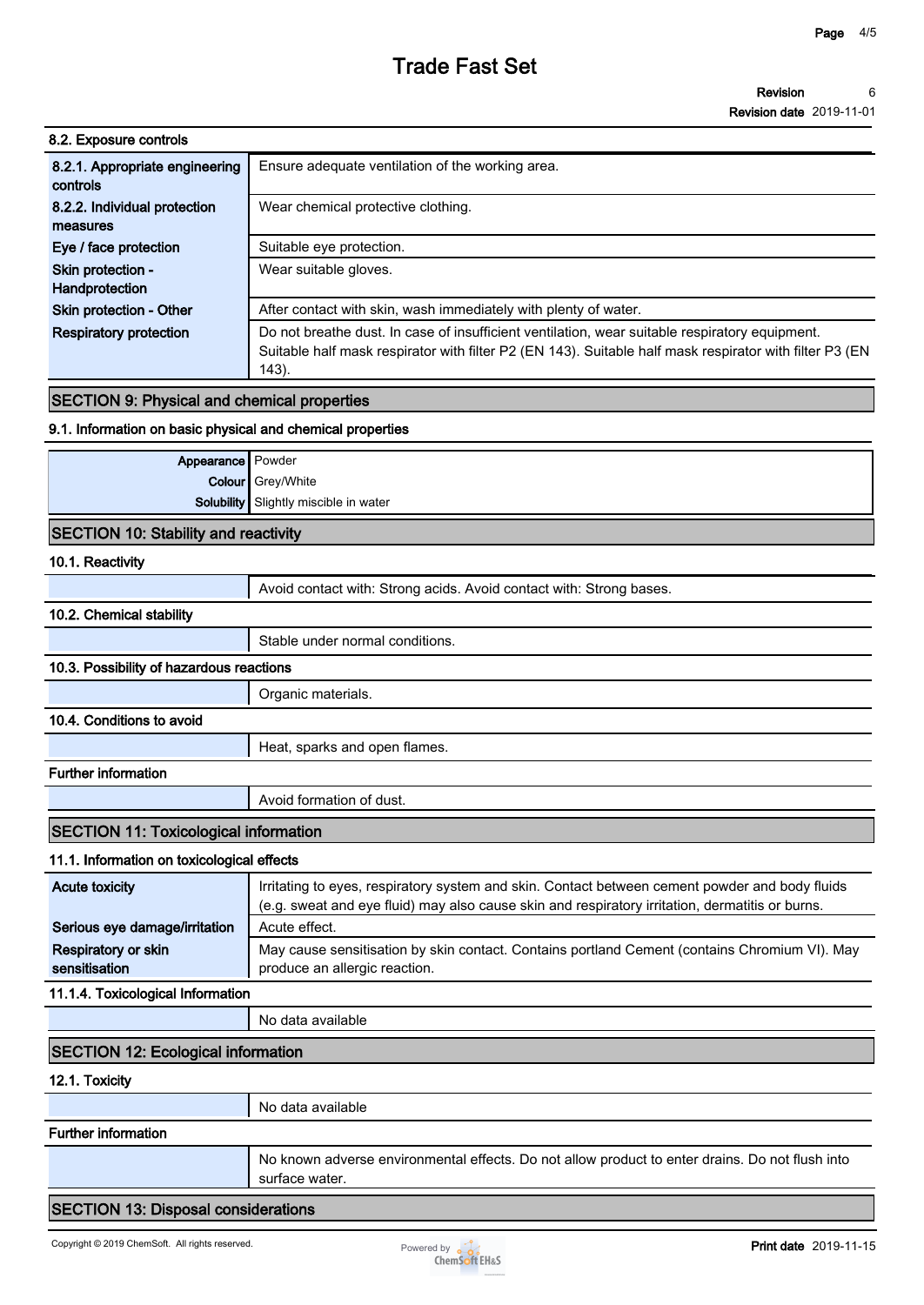### 8.2. Exposure controls

| | |
|---|---|
| **8.2.1. Appropriate engineering controls** | Ensure adequate ventilation of the working area. |
| **8.2.2. Individual protection measures** | Wear chemical protective clothing. |
| **Eye / face protection** | Suitable eye protection. |
| **Skin protection - Handprotection** | Wear suitable gloves. |
| **Skin protection - Other** | After contact with skin, wash immediately with plenty of water. |
| **Respiratory protection** | Do not breathe dust. In case of insufficient ventilation, wear suitable respiratory equipment. Suitable half mask respirator with filter P2 (EN 143). Suitable half mask respirator with filter P3 (EN 143). |

## SECTION 9: Physical and chemical properties

### 9.1. Information on basic physical and chemical properties

| | |
|---|---|
| **Appearance** | Powder |
| **Colour** | Grey/White |
| **Solubility** | Slightly miscible in water |

## SECTION 10: Stability and reactivity

### 10.1. Reactivity

Avoid contact with: Strong acids. Avoid contact with: Strong bases.

### 10.2. Chemical stability

Stable under normal conditions.

### 10.3. Possibility of hazardous reactions

Organic materials.

### 10.4. Conditions to avoid

Heat, sparks and open flames.

### Further information

Avoid formation of dust.

## SECTION 11: Toxicological information

### 11.1. Information on toxicological effects

| | |
|---|---|
| **Acute toxicity** | Irritating to eyes, respiratory system and skin. Contact between cement powder and body fluids (e.g. sweat and eye fluid) may also cause skin and respiratory irritation, dermatitis or burns. |
| **Serious eye damage/irritation** | Acute effect. |
| **Respiratory or skin sensitisation** | May cause sensitisation by skin contact. Contains portland Cement (contains Chromium VI). May produce an allergic reaction. |

### 11.1.4. Toxicological Information

No data available

## SECTION 12: Ecological information

### 12.1. Toxicity

No data available

### Further information

No known adverse environmental effects. Do not allow product to enter drains. Do not flush into surface water.

## SECTION 13: Disposal considerations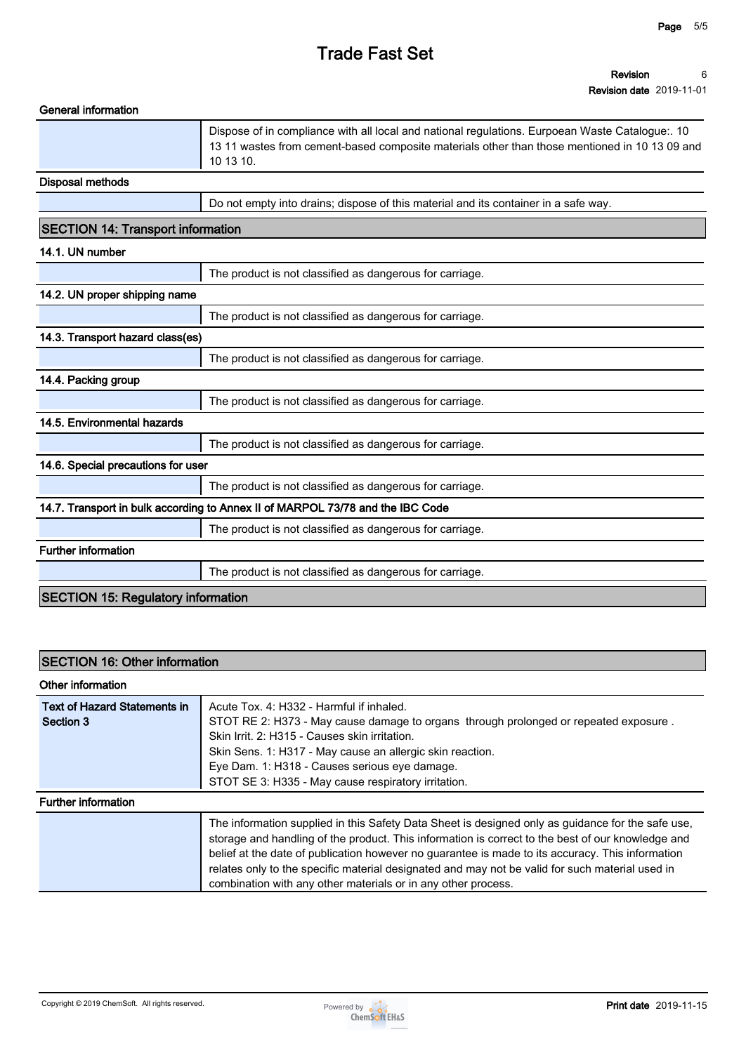#### General information

| | |
|---|---|
| | Dispose of in compliance with all local and national regulations. Eurpoean Waste Catalogue:. 10 13 11 wastes from cement-based composite materials other than those mentioned in 10 13 09 and 10 13 10. |

#### Disposal methods

| | |
|---|---|
| | Do not empty into drains; dispose of this material and its container in a safe way. |

## SECTION 14: Transport information

#### 14.1. UN number

| | |
|---|---|
| | The product is not classified as dangerous for carriage. |

#### 14.2. UN proper shipping name

| | |
|---|---|
| | The product is not classified as dangerous for carriage. |

#### 14.3. Transport hazard class(es)

| | |
|---|---|
| | The product is not classified as dangerous for carriage. |

#### 14.4. Packing group

| | |
|---|---|
| | The product is not classified as dangerous for carriage. |

#### 14.5. Environmental hazards

| | |
|---|---|
| | The product is not classified as dangerous for carriage. |

#### 14.6. Special precautions for user

| | |
|---|---|
| | The product is not classified as dangerous for carriage. |

#### 14.7. Transport in bulk according to Annex II of MARPOL 73/78 and the IBC Code

| | |
|---|---|
| | The product is not classified as dangerous for carriage. |

#### Further information

| | |
|---|---|
| | The product is not classified as dangerous for carriage. |

## SECTION 15: Regulatory information

## SECTION 16: Other information

#### Other information

| | |
|---|---|
| **Text of Hazard Statements in Section 3** | Acute Tox. 4: H332 - Harmful if inhaled.<br>STOT RE 2: H373 - May cause damage to organs through prolonged or repeated exposure .<br>Skin Irrit. 2: H315 - Causes skin irritation.<br>Skin Sens. 1: H317 - May cause an allergic skin reaction.<br>Eye Dam. 1: H318 - Causes serious eye damage.<br>STOT SE 3: H335 - May cause respiratory irritation. |

#### Further information

| | |
|---|---|
| | The information supplied in this Safety Data Sheet is designed only as guidance for the safe use, storage and handling of the product. This information is correct to the best of our knowledge and belief at the date of publication however no guarantee is made to its accuracy. This information relates only to the specific material designated and may not be valid for such material used in combination with any other materials or in any other process. |